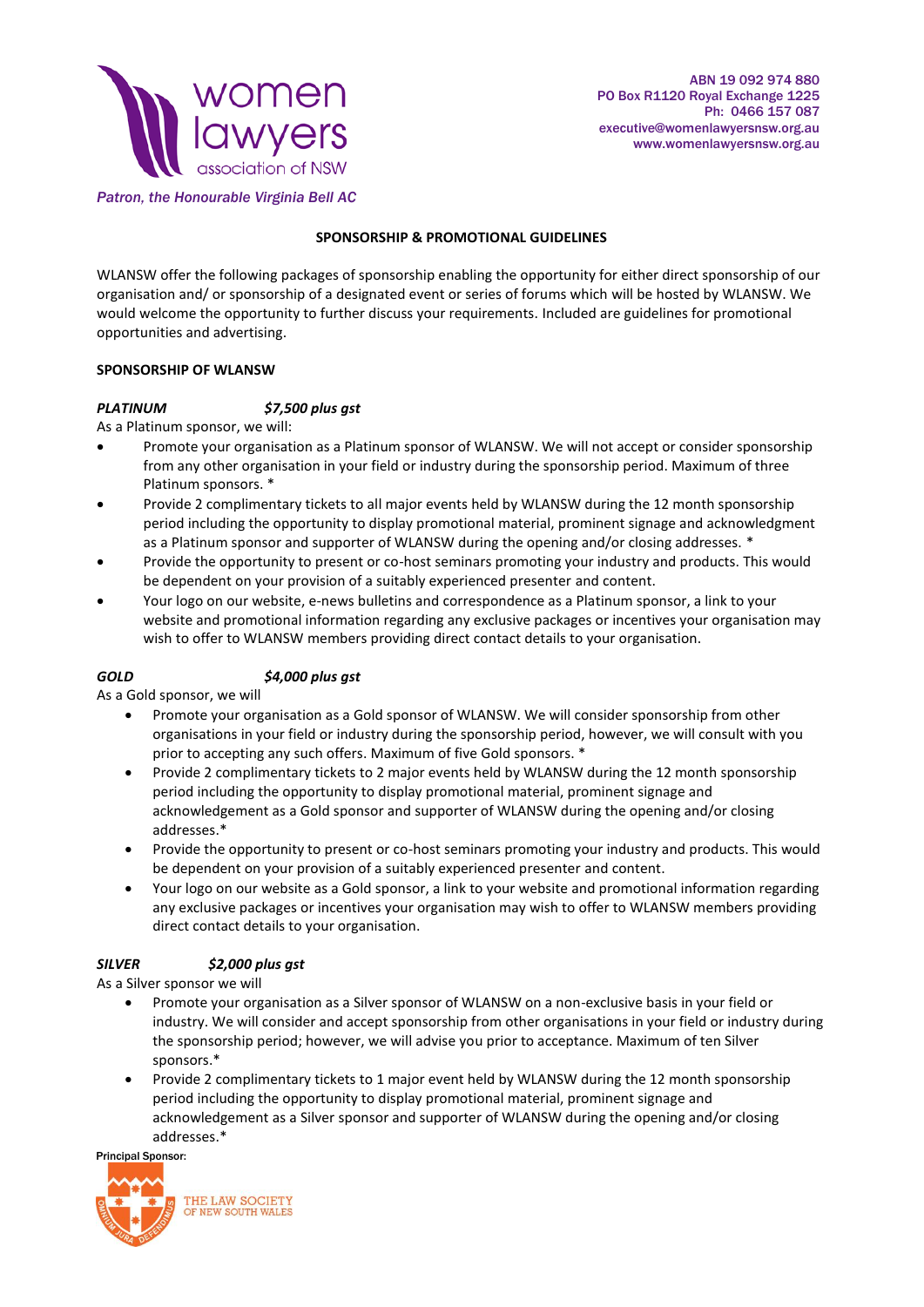women lawyers association of NSW

*Patron, the Honourable Virginia Bell AC*

ABN 19 092 974 880
PO Box R1120 Royal Exchange 1225
Ph: 0466 157 087
executive@womenlawyersnsw.org.au
www.womenlawyersnsw.org.au

## SPONSORSHIP & PROMOTIONAL GUIDELINES

WLANSW offer the following packages of sponsorship enabling the opportunity for either direct sponsorship of our organisation and/ or sponsorship of a designated event or series of forums which will be hosted by WLANSW. We would welcome the opportunity to further discuss your requirements. Included are guidelines for promotional opportunities and advertising.

### SPONSORSHIP OF WLANSW

***PLATINUM $7,500 plus gst***

As a Platinum sponsor, we will:

- Promote your organisation as a Platinum sponsor of WLANSW. We will not accept or consider sponsorship from any other organisation in your field or industry during the sponsorship period. Maximum of three Platinum sponsors. *
- Provide 2 complimentary tickets to all major events held by WLANSW during the 12 month sponsorship period including the opportunity to display promotional material, prominent signage and acknowledgment as a Platinum sponsor and supporter of WLANSW during the opening and/or closing addresses. *
- Provide the opportunity to present or co-host seminars promoting your industry and products. This would be dependent on your provision of a suitably experienced presenter and content.
- Your logo on our website, e-news bulletins and correspondence as a Platinum sponsor, a link to your website and promotional information regarding any exclusive packages or incentives your organisation may wish to offer to WLANSW members providing direct contact details to your organisation.

***GOLD $4,000 plus gst***

As a Gold sponsor, we will

- Promote your organisation as a Gold sponsor of WLANSW. We will consider sponsorship from other organisations in your field or industry during the sponsorship period, however, we will consult with you prior to accepting any such offers. Maximum of five Gold sponsors. *
- Provide 2 complimentary tickets to 2 major events held by WLANSW during the 12 month sponsorship period including the opportunity to display promotional material, prominent signage and acknowledgement as a Gold sponsor and supporter of WLANSW during the opening and/or closing addresses.*
- Provide the opportunity to present or co-host seminars promoting your industry and products. This would be dependent on your provision of a suitably experienced presenter and content.
- Your logo on our website as a Gold sponsor, a link to your website and promotional information regarding any exclusive packages or incentives your organisation may wish to offer to WLANSW members providing direct contact details to your organisation.

***SILVER $2,000 plus gst***

As a Silver sponsor we will

- Promote your organisation as a Silver sponsor of WLANSW on a non-exclusive basis in your field or industry. We will consider and accept sponsorship from other organisations in your field or industry during the sponsorship period; however, we will advise you prior to acceptance. Maximum of ten Silver sponsors.*
- Provide 2 complimentary tickets to 1 major event held by WLANSW during the 12 month sponsorship period including the opportunity to display promotional material, prominent signage and acknowledgement as a Silver sponsor and supporter of WLANSW during the opening and/or closing addresses.*

Principal Sponsor:

THE LAW SOCIETY OF NEW SOUTH WALES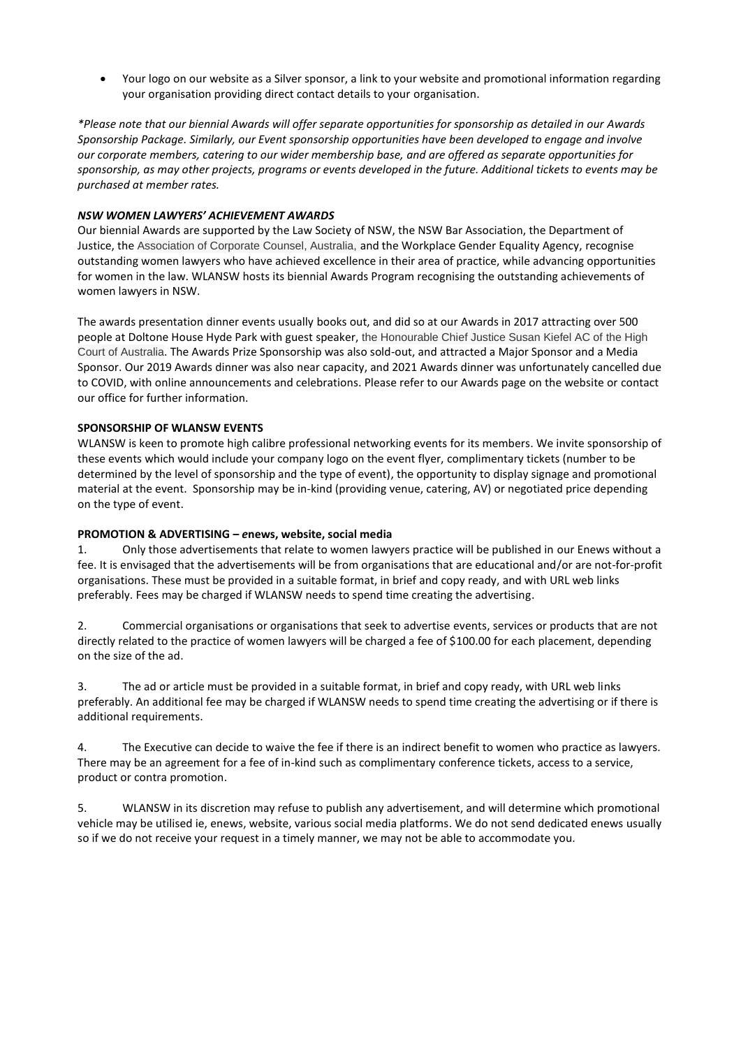- Your logo on our website as a Silver sponsor, a link to your website and promotional information regarding your organisation providing direct contact details to your organisation.

*\*Please note that our biennial Awards will offer separate opportunities for sponsorship as detailed in our Awards Sponsorship Package. Similarly, our Event sponsorship opportunities have been developed to engage and involve our corporate members, catering to our wider membership base, and are offered as separate opportunities for sponsorship, as may other projects, programs or events developed in the future. Additional tickets to events may be purchased at member rates.*

***NSW WOMEN LAWYERS' ACHIEVEMENT AWARDS***

Our biennial Awards are supported by the Law Society of NSW, the NSW Bar Association, the Department of Justice, the Association of Corporate Counsel, Australia, and the Workplace Gender Equality Agency, recognise outstanding women lawyers who have achieved excellence in their area of practice, while advancing opportunities for women in the law. WLANSW hosts its biennial Awards Program recognising the outstanding achievements of women lawyers in NSW.

The awards presentation dinner events usually books out, and did so at our Awards in 2017 attracting over 500 people at Doltone House Hyde Park with guest speaker, the Honourable Chief Justice Susan Kiefel AC of the High Court of Australia. The Awards Prize Sponsorship was also sold-out, and attracted a Major Sponsor and a Media Sponsor. Our 2019 Awards dinner was also near capacity, and 2021 Awards dinner was unfortunately cancelled due to COVID, with online announcements and celebrations. Please refer to our Awards page on the website or contact our office for further information.

**SPONSORSHIP OF WLANSW EVENTS**

WLANSW is keen to promote high calibre professional networking events for its members. We invite sponsorship of these events which would include your company logo on the event flyer, complimentary tickets (number to be determined by the level of sponsorship and the type of event), the opportunity to display signage and promotional material at the event. Sponsorship may be in-kind (providing venue, catering, AV) or negotiated price depending on the type of event.

**PROMOTION & ADVERTISING – *e*news, website, social media**

1. Only those advertisements that relate to women lawyers practice will be published in our Enews without a fee. It is envisaged that the advertisements will be from organisations that are educational and/or are not-for-profit organisations. These must be provided in a suitable format, in brief and copy ready, and with URL web links preferably. Fees may be charged if WLANSW needs to spend time creating the advertising.

2. Commercial organisations or organisations that seek to advertise events, services or products that are not directly related to the practice of women lawyers will be charged a fee of $100.00 for each placement, depending on the size of the ad.

3. The ad or article must be provided in a suitable format, in brief and copy ready, with URL web links preferably. An additional fee may be charged if WLANSW needs to spend time creating the advertising or if there is additional requirements.

4. The Executive can decide to waive the fee if there is an indirect benefit to women who practice as lawyers. There may be an agreement for a fee of in-kind such as complimentary conference tickets, access to a service, product or contra promotion.

5. WLANSW in its discretion may refuse to publish any advertisement, and will determine which promotional vehicle may be utilised ie, enews, website, various social media platforms. We do not send dedicated enews usually so if we do not receive your request in a timely manner, we may not be able to accommodate you.